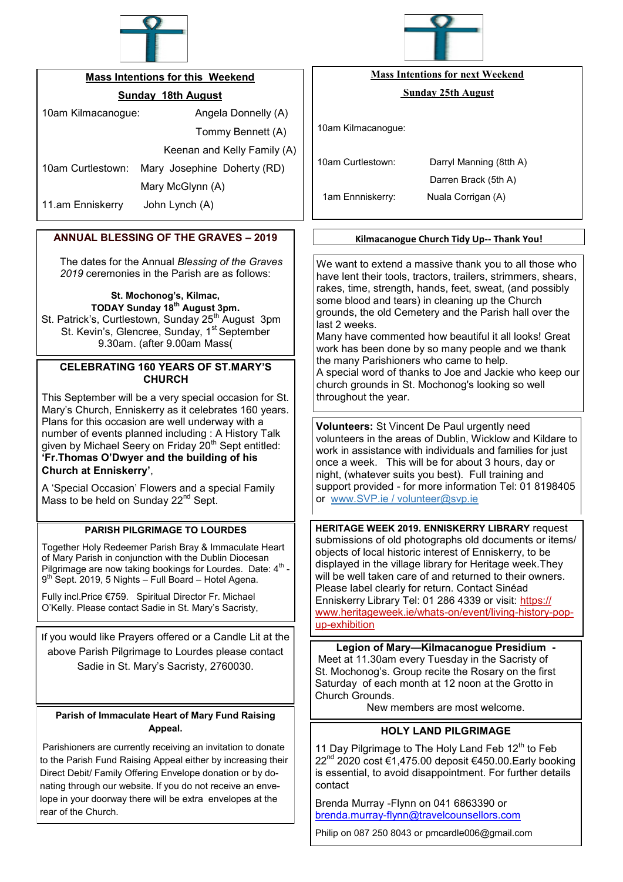## Mass Intentions for this Weekend

**Sunday 18th August**

| | |
|---|---|
| 10am Kilmacanogue: | Angela Donnelly (A) |
| | Tommy Bennett (A) |
| | Keenan and Kelly Family (A) |
| 10am Curtlestown: | Mary Josephine Doherty (RD) |
| | Mary McGlynn (A) |
| 11.am Enniskerry | John Lynch (A) |

## ANNUAL BLESSING OF THE GRAVES – 2019

The dates for the Annual *Blessing of the Graves 2019* ceremonies in the Parish are as follows:

**St. Mochonog's, Kilmac,**
**TODAY Sunday 18th August 3pm.**
St. Patrick's, Curtlestown, Sunday 25th August 3pm
St. Kevin's, Glencree, Sunday, 1st September 9.30am. (after 9.00am Mass(

## CELEBRATING 160 YEARS OF ST.MARY'S CHURCH

This September will be a very special occasion for St. Mary's Church, Enniskerry as it celebrates 160 years. Plans for this occasion are well underway with a number of events planned including : A History Talk given by Michael Seery on Friday 20th Sept entitled: **'Fr.Thomas O'Dwyer and the building of his Church at Enniskerry'**,

A 'Special Occasion' Flowers and a special Family Mass to be held on Sunday 22nd Sept.

## PARISH PILGRIMAGE TO LOURDES

Together Holy Redeemer Parish Bray & Immaculate Heart of Mary Parish in conjunction with the Dublin Diocesan Pilgrimage are now taking bookings for Lourdes. Date: 4th - 9th Sept. 2019, 5 Nights – Full Board – Hotel Agena.

Fully incl.Price €759. Spiritual Director Fr. Michael O'Kelly. Please contact Sadie in St. Mary's Sacristy,

If you would like Prayers offered or a Candle Lit at the above Parish Pilgrimage to Lourdes please contact Sadie in St. Mary's Sacristy, 2760030.

## Parish of Immaculate Heart of Mary Fund Raising Appeal.

Parishioners are currently receiving an invitation to donate to the Parish Fund Raising Appeal either by increasing their Direct Debit/ Family Offering Envelope donation or by donating through our website. If you do not receive an envelope in your doorway there will be extra envelopes at the rear of the Church.

## Mass Intentions for next Weekend

**Sunday 25th August**

| | |
|---|---|
| 10am Kilmacanogue: | |
| 10am Curtlestown: | Darryl Manning (8tth A) |
| | Darren Brack (5th A) |
| 1am Ennniskerry: | Nuala Corrigan (A) |

## Kilmacanogue Church Tidy Up-- Thank You!

We want to extend a massive thank you to all those who have lent their tools, tractors, trailers, strimmers, shears, rakes, time, strength, hands, feet, sweat, (and possibly some blood and tears) in cleaning up the Church grounds, the old Cemetery and the Parish hall over the last 2 weeks.

Many have commented how beautiful it all looks! Great work has been done by so many people and we thank the many Parishioners who came to help.

A special word of thanks to Joe and Jackie who keep our church grounds in St. Mochonog's looking so well throughout the year.

**Volunteers:** St Vincent De Paul urgently need volunteers in the areas of Dublin, Wicklow and Kildare to work in assistance with individuals and families for just once a week. This will be for about 3 hours, day or night, (whatever suits you best). Full training and support provided - for more information Tel: 01 8198405 or www.SVP.ie / volunteer@svp.ie

**HERITAGE WEEK 2019. ENNISKERRY LIBRARY** request submissions of old photographs old documents or items/ objects of local historic interest of Enniskerry, to be displayed in the village library for Heritage week.They will be well taken care of and returned to their owners. Please label clearly for return. Contact Sinéad Enniskerry Library Tel: 01 286 4339 or visit: https://www.heritageweek.ie/whats-on/event/living-history-pop-up-exhibition

**Legion of Mary—Kilmacanogue Presidium -**
Meet at 11.30am every Tuesday in the Sacristy of St. Mochonog's. Group recite the Rosary on the first Saturday of each month at 12 noon at the Grotto in Church Grounds.
New members are most welcome.

## HOLY LAND PILGRIMAGE

11 Day Pilgrimage to The Holy Land Feb 12th to Feb 22nd 2020 cost €1,475.00 deposit €450.00.Early booking is essential, to avoid disappointment. For further details contact

Brenda Murray -Flynn on 041 6863390 or brenda.murray-flynn@travelcounsellors.com

Philip on 087 250 8043 or pmcardle006@gmail.com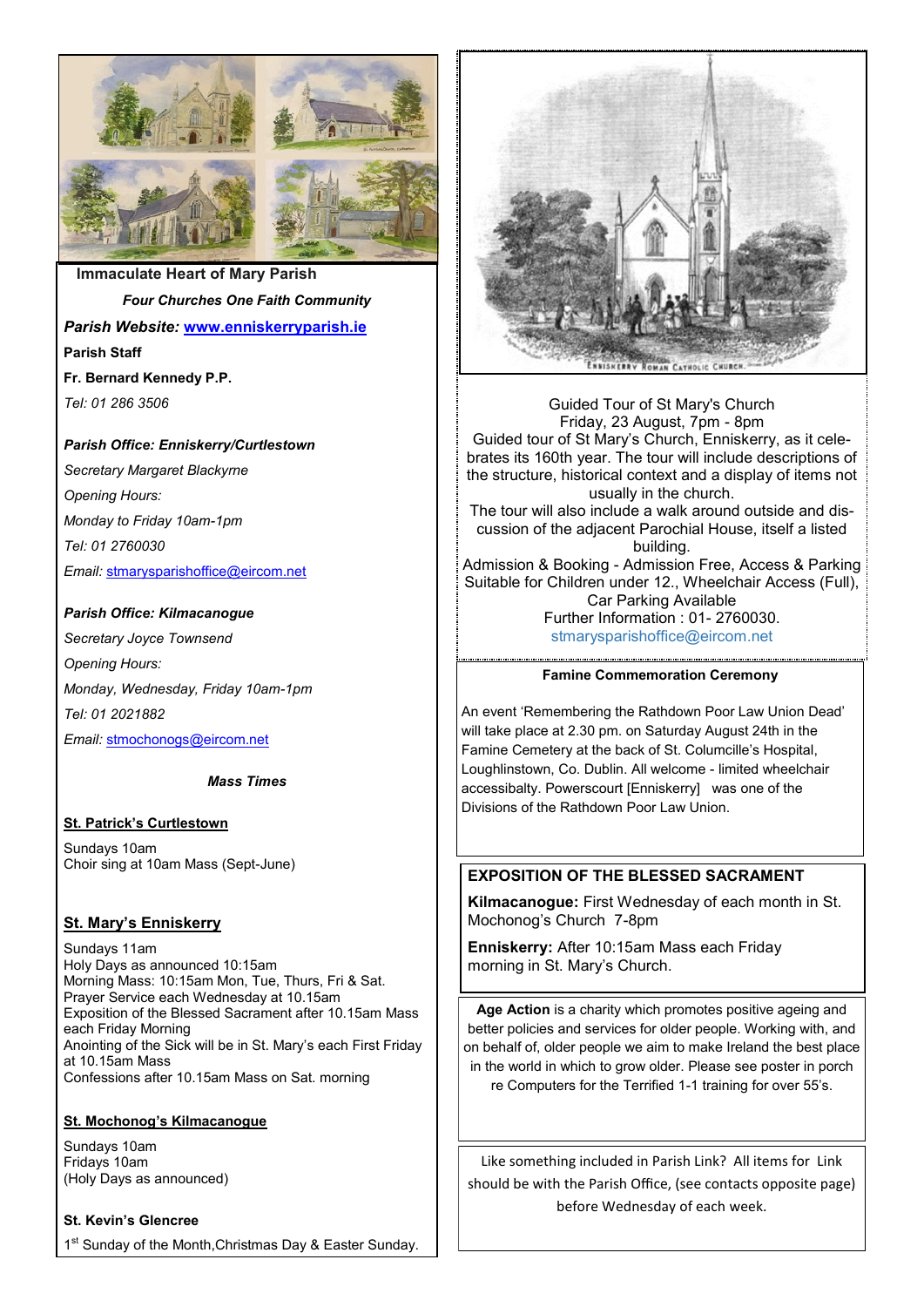**Immaculate Heart of Mary Parish**

***Four Churches One Faith Community***

***Parish Website:*** [www.enniskerryparish.ie](http://www.enniskerryparish.ie)

**Parish Staff**

**Fr. Bernard Kennedy P.P.**

*Tel: 01 286 3506*

***Parish Office: Enniskerry/Curtlestown***

*Secretary Margaret Blackyrne*

*Opening Hours:*

*Monday to Friday 10am-1pm*

*Tel: 01 2760030*

*Email:* stmarysparishoffice@eircom.net

***Parish Office: Kilmacanogue***

*Secretary Joyce Townsend*

*Opening Hours:*

*Monday, Wednesday, Friday 10am-1pm*

*Tel: 01 2021882*

*Email:* stmochonogs@eircom.net

***Mass Times***

**St. Patrick's Curtlestown**

Sundays 10am
Choir sing at 10am Mass (Sept-June)

**St. Mary's Enniskerry**

Sundays 11am
Holy Days as announced 10:15am
Morning Mass: 10:15am Mon, Tue, Thurs, Fri & Sat.
Prayer Service each Wednesday at 10.15am
Exposition of the Blessed Sacrament after 10.15am Mass each Friday Morning
Anointing of the Sick will be in St. Mary's each First Friday at 10.15am Mass
Confessions after 10.15am Mass on Sat. morning

**St. Mochonog's Kilmacanogue**

Sundays 10am
Fridays 10am
(Holy Days as announced)

**St. Kevin's Glencree**

1st Sunday of the Month, Christmas Day & Easter Sunday.

Enniskerry Roman Catholic Church.

Guided Tour of St Mary's Church
Friday, 23 August, 7pm - 8pm
Guided tour of St Mary's Church, Enniskerry, as it celebrates its 160th year. The tour will include descriptions of the structure, historical context and a display of items not usually in the church.
The tour will also include a walk around outside and discussion of the adjacent Parochial House, itself a listed building.
Admission & Booking - Admission Free, Access & Parking Suitable for Children under 12., Wheelchair Access (Full), Car Parking Available
Further Information : 01- 2760030.
stmarysparishoffice@eircom.net

**Famine Commemoration Ceremony**

An event 'Remembering the Rathdown Poor Law Union Dead' will take place at 2.30 pm. on Saturday August 24th in the Famine Cemetery at the back of St. Columcille's Hospital, Loughlinstown, Co. Dublin. All welcome - limited wheelchair accessibalty. Powerscourt [Enniskerry] was one of the Divisions of the Rathdown Poor Law Union.

**EXPOSITION OF THE BLESSED SACRAMENT**

**Kilmacanogue:** First Wednesday of each month in St. Mochonog's Church 7-8pm

**Enniskerry:** After 10:15am Mass each Friday morning in St. Mary's Church.

**Age Action** is a charity which promotes positive ageing and better policies and services for older people. Working with, and on behalf of, older people we aim to make Ireland the best place in the world in which to grow older. Please see poster in porch re Computers for the Terrified 1-1 training for over 55's.

Like something included in Parish Link? All items for Link should be with the Parish Office, (see contacts opposite page) before Wednesday of each week.